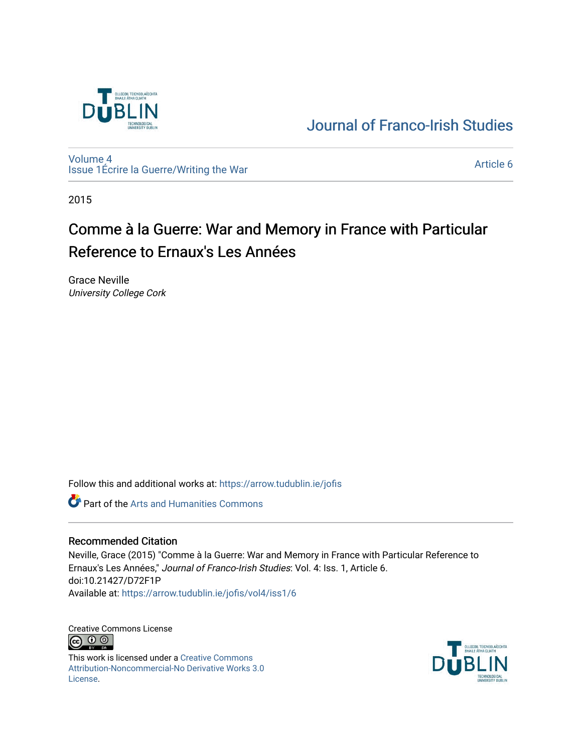Journal of Franco-Irish Studies

Volume 4
Issue 1Écrire la Guerre/Writing the War

Article 6

2015

# Comme à la Guerre: War and Memory in France with Particular Reference to Ernaux's Les Années

Grace Neville
*University College Cork*

Follow this and additional works at: https://arrow.tudublin.ie/jofis

Part of the Arts and Humanities Commons

## Recommended Citation

Neville, Grace (2015) "Comme à la Guerre: War and Memory in France with Particular Reference to Ernaux's Les Années," *Journal of Franco-Irish Studies*: Vol. 4: Iss. 1, Article 6.
doi:10.21427/D72F1P
Available at: https://arrow.tudublin.ie/jofis/vol4/iss1/6

Creative Commons License

This work is licensed under a Creative Commons Attribution-Noncommercial-No Derivative Works 3.0 License.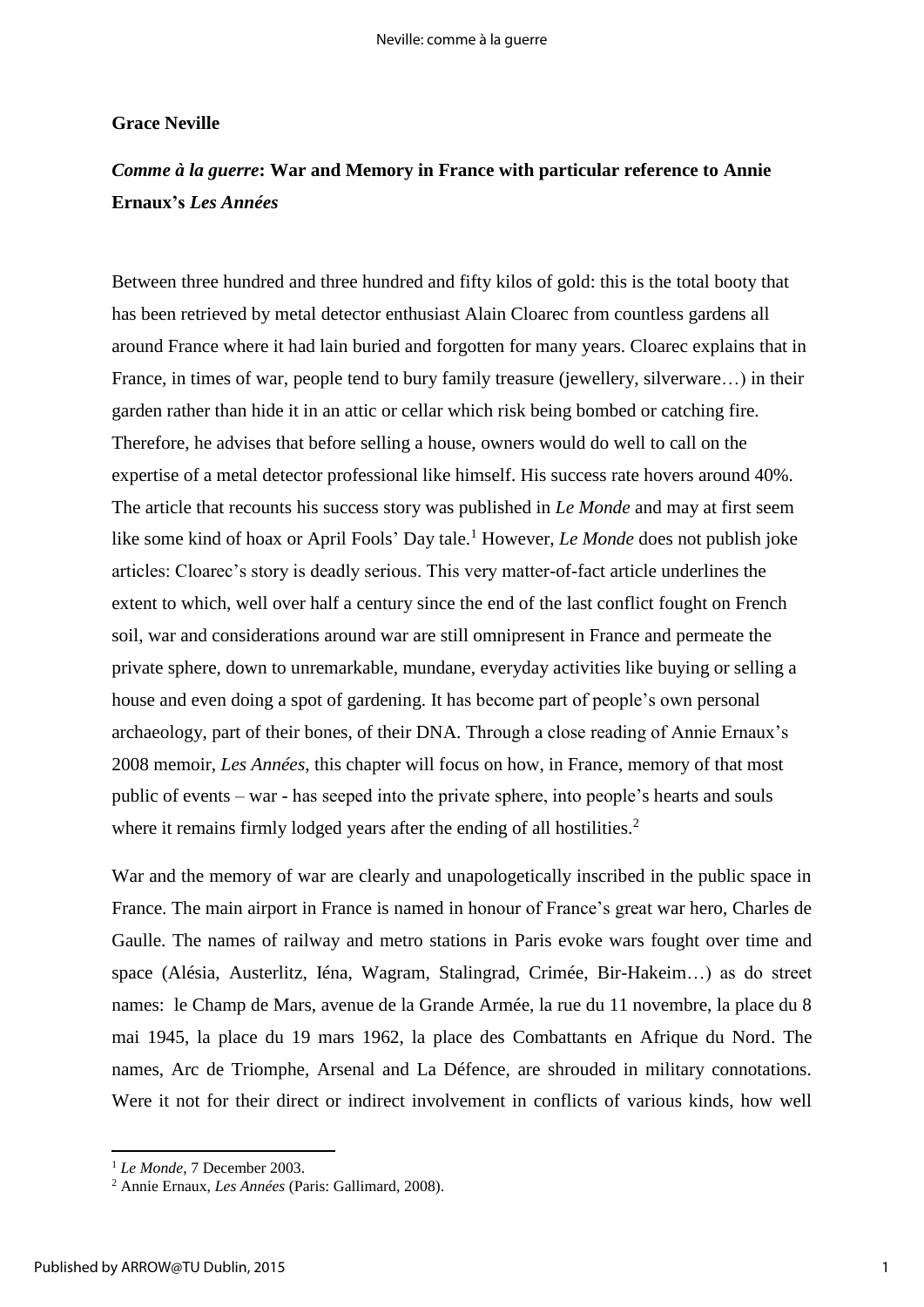**Grace Neville**

## *Comme à la guerre*: War and Memory in France with particular reference to Annie Ernaux's *Les Années*

Between three hundred and three hundred and fifty kilos of gold: this is the total booty that has been retrieved by metal detector enthusiast Alain Cloarec from countless gardens all around France where it had lain buried and forgotten for many years. Cloarec explains that in France, in times of war, people tend to bury family treasure (jewellery, silverware…) in their garden rather than hide it in an attic or cellar which risk being bombed or catching fire. Therefore, he advises that before selling a house, owners would do well to call on the expertise of a metal detector professional like himself. His success rate hovers around 40%. The article that recounts his success story was published in *Le Monde* and may at first seem like some kind of hoax or April Fools' Day tale.[1] However, *Le Monde* does not publish joke articles: Cloarec's story is deadly serious. This very matter-of-fact article underlines the extent to which, well over half a century since the end of the last conflict fought on French soil, war and considerations around war are still omnipresent in France and permeate the private sphere, down to unremarkable, mundane, everyday activities like buying or selling a house and even doing a spot of gardening. It has become part of people's own personal archaeology, part of their bones, of their DNA. Through a close reading of Annie Ernaux's 2008 memoir, *Les Années*, this chapter will focus on how, in France, memory of that most public of events – war - has seeped into the private sphere, into people's hearts and souls where it remains firmly lodged years after the ending of all hostilities.[2]

War and the memory of war are clearly and unapologetically inscribed in the public space in France. The main airport in France is named in honour of France's great war hero, Charles de Gaulle. The names of railway and metro stations in Paris evoke wars fought over time and space (Alésia, Austerlitz, Iéna, Wagram, Stalingrad, Crimée, Bir-Hakeim…) as do street names: le Champ de Mars, avenue de la Grande Armée, la rue du 11 novembre, la place du 8 mai 1945, la place du 19 mars 1962, la place des Combattants en Afrique du Nord. The names, Arc de Triomphe, Arsenal and La Défence, are shrouded in military connotations. Were it not for their direct or indirect involvement in conflicts of various kinds, how well

---

[1] *Le Monde*, 7 December 2003.

[2] Annie Ernaux, *Les Années* (Paris: Gallimard, 2008).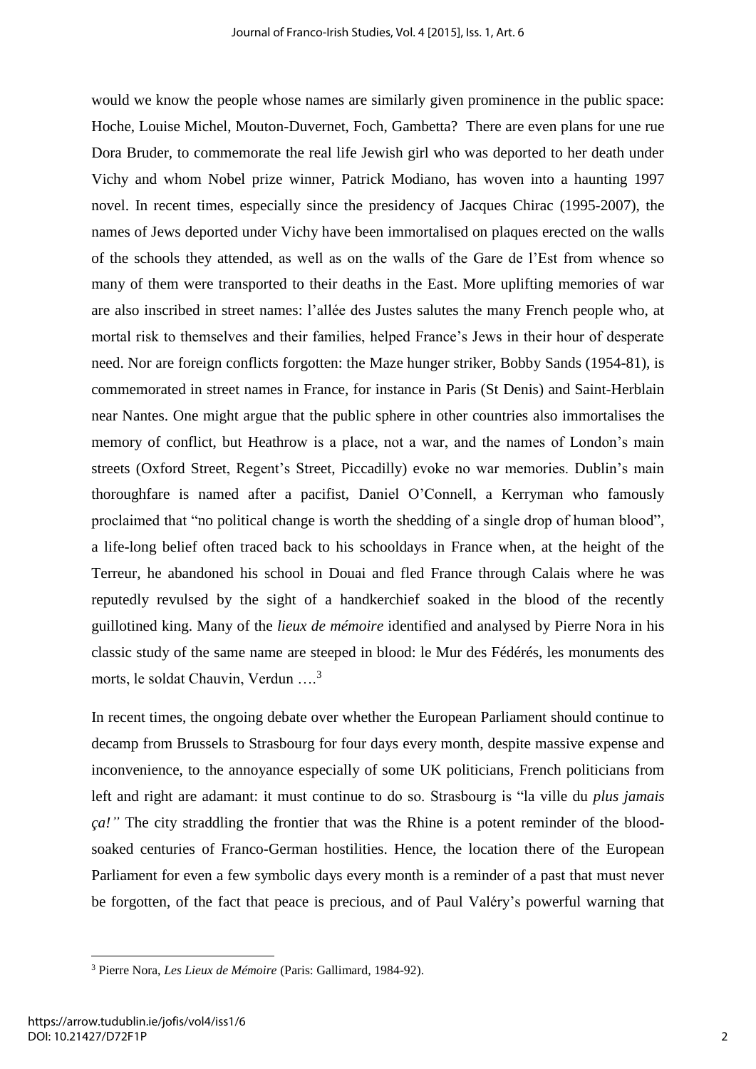would we know the people whose names are similarly given prominence in the public space: Hoche, Louise Michel, Mouton-Duvernet, Foch, Gambetta? There are even plans for une rue Dora Bruder, to commemorate the real life Jewish girl who was deported to her death under Vichy and whom Nobel prize winner, Patrick Modiano, has woven into a haunting 1997 novel. In recent times, especially since the presidency of Jacques Chirac (1995-2007), the names of Jews deported under Vichy have been immortalised on plaques erected on the walls of the schools they attended, as well as on the walls of the Gare de l'Est from whence so many of them were transported to their deaths in the East. More uplifting memories of war are also inscribed in street names: l'allée des Justes salutes the many French people who, at mortal risk to themselves and their families, helped France's Jews in their hour of desperate need. Nor are foreign conflicts forgotten: the Maze hunger striker, Bobby Sands (1954-81), is commemorated in street names in France, for instance in Paris (St Denis) and Saint-Herblain near Nantes. One might argue that the public sphere in other countries also immortalises the memory of conflict, but Heathrow is a place, not a war, and the names of London's main streets (Oxford Street, Regent's Street, Piccadilly) evoke no war memories. Dublin's main thoroughfare is named after a pacifist, Daniel O'Connell, a Kerryman who famously proclaimed that "no political change is worth the shedding of a single drop of human blood", a life-long belief often traced back to his schooldays in France when, at the height of the Terreur, he abandoned his school in Douai and fled France through Calais where he was reputedly revulsed by the sight of a handkerchief soaked in the blood of the recently guillotined king. Many of the *lieux de mémoire* identified and analysed by Pierre Nora in his classic study of the same name are steeped in blood: le Mur des Fédérés, les monuments des morts, le soldat Chauvin, Verdun ….[3]

In recent times, the ongoing debate over whether the European Parliament should continue to decamp from Brussels to Strasbourg for four days every month, despite massive expense and inconvenience, to the annoyance especially of some UK politicians, French politicians from left and right are adamant: it must continue to do so. Strasbourg is "la ville du *plus jamais ça!"* The city straddling the frontier that was the Rhine is a potent reminder of the blood-soaked centuries of Franco-German hostilities. Hence, the location there of the European Parliament for even a few symbolic days every month is a reminder of a past that must never be forgotten, of the fact that peace is precious, and of Paul Valéry's powerful warning that

[3] Pierre Nora, *Les Lieux de Mémoire* (Paris: Gallimard, 1984-92).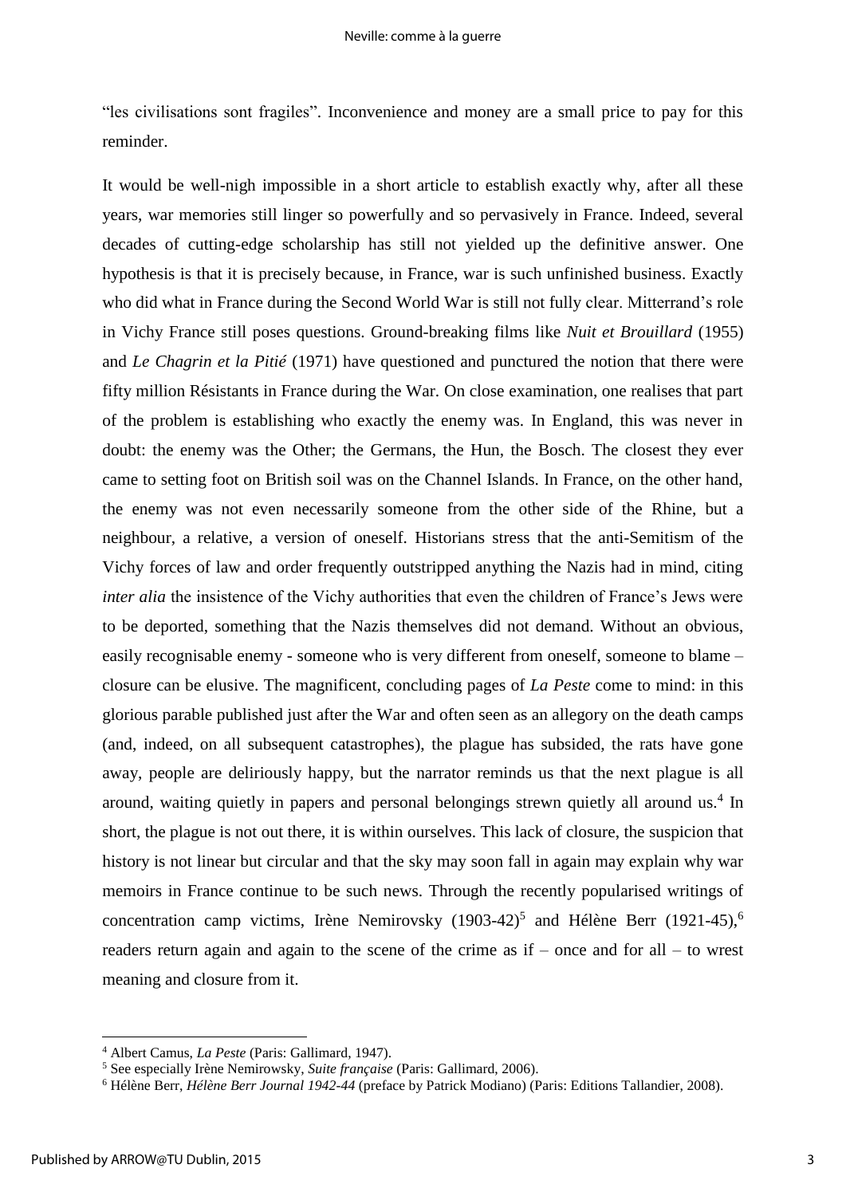"les civilisations sont fragiles". Inconvenience and money are a small price to pay for this reminder.

It would be well-nigh impossible in a short article to establish exactly why, after all these years, war memories still linger so powerfully and so pervasively in France. Indeed, several decades of cutting-edge scholarship has still not yielded up the definitive answer. One hypothesis is that it is precisely because, in France, war is such unfinished business. Exactly who did what in France during the Second World War is still not fully clear. Mitterrand's role in Vichy France still poses questions. Ground-breaking films like *Nuit et Brouillard* (1955) and *Le Chagrin et la Pitié* (1971) have questioned and punctured the notion that there were fifty million Résistants in France during the War. On close examination, one realises that part of the problem is establishing who exactly the enemy was. In England, this was never in doubt: the enemy was the Other; the Germans, the Hun, the Bosch. The closest they ever came to setting foot on British soil was on the Channel Islands. In France, on the other hand, the enemy was not even necessarily someone from the other side of the Rhine, but a neighbour, a relative, a version of oneself. Historians stress that the anti-Semitism of the Vichy forces of law and order frequently outstripped anything the Nazis had in mind, citing *inter alia* the insistence of the Vichy authorities that even the children of France's Jews were to be deported, something that the Nazis themselves did not demand. Without an obvious, easily recognisable enemy - someone who is very different from oneself, someone to blame – closure can be elusive. The magnificent, concluding pages of *La Peste* come to mind: in this glorious parable published just after the War and often seen as an allegory on the death camps (and, indeed, on all subsequent catastrophes), the plague has subsided, the rats have gone away, people are deliriously happy, but the narrator reminds us that the next plague is all around, waiting quietly in papers and personal belongings strewn quietly all around us.[4] In short, the plague is not out there, it is within ourselves. This lack of closure, the suspicion that history is not linear but circular and that the sky may soon fall in again may explain why war memoirs in France continue to be such news. Through the recently popularised writings of concentration camp victims, Irène Nemirovsky (1903-42)[5] and Hélène Berr (1921-45),[6] readers return again and again to the scene of the crime as if – once and for all – to wrest meaning and closure from it.

---

[4] Albert Camus, *La Peste* (Paris: Gallimard, 1947).

[5] See especially Irène Nemirowsky, *Suite française* (Paris: Gallimard, 2006).

[6] Hélène Berr, *Hélène Berr Journal 1942-44* (preface by Patrick Modiano) (Paris: Editions Tallandier, 2008).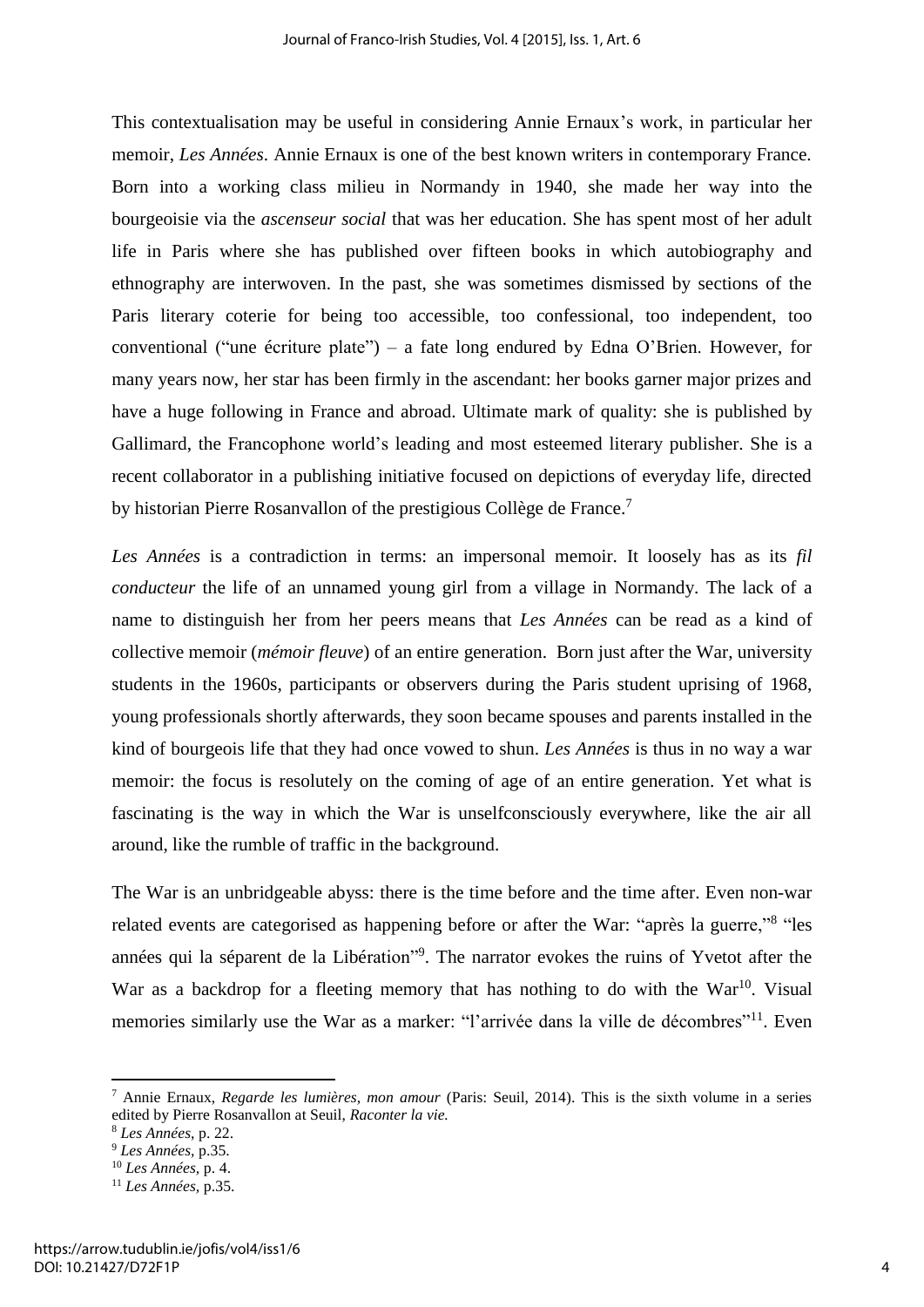This contextualisation may be useful in considering Annie Ernaux's work, in particular her memoir, *Les Années*. Annie Ernaux is one of the best known writers in contemporary France. Born into a working class milieu in Normandy in 1940, she made her way into the bourgeoisie via the *ascenseur social* that was her education. She has spent most of her adult life in Paris where she has published over fifteen books in which autobiography and ethnography are interwoven. In the past, she was sometimes dismissed by sections of the Paris literary coterie for being too accessible, too confessional, too independent, too conventional ("une écriture plate") – a fate long endured by Edna O'Brien. However, for many years now, her star has been firmly in the ascendant: her books garner major prizes and have a huge following in France and abroad. Ultimate mark of quality: she is published by Gallimard, the Francophone world's leading and most esteemed literary publisher. She is a recent collaborator in a publishing initiative focused on depictions of everyday life, directed by historian Pierre Rosanvallon of the prestigious Collège de France.[7]

*Les Années* is a contradiction in terms: an impersonal memoir. It loosely has as its *fil conducteur* the life of an unnamed young girl from a village in Normandy. The lack of a name to distinguish her from her peers means that *Les Années* can be read as a kind of collective memoir (*mémoir fleuve*) of an entire generation. Born just after the War, university students in the 1960s, participants or observers during the Paris student uprising of 1968, young professionals shortly afterwards, they soon became spouses and parents installed in the kind of bourgeois life that they had once vowed to shun. *Les Années* is thus in no way a war memoir: the focus is resolutely on the coming of age of an entire generation. Yet what is fascinating is the way in which the War is unselfconsciously everywhere, like the air all around, like the rumble of traffic in the background.

The War is an unbridgeable abyss: there is the time before and the time after. Even non-war related events are categorised as happening before or after the War: "après la guerre,"[8] "les années qui la séparent de la Libération"[9]. The narrator evokes the ruins of Yvetot after the War as a backdrop for a fleeting memory that has nothing to do with the War[10]. Visual memories similarly use the War as a marker: "l'arrivée dans la ville de décombres"[11]. Even

---

[7] Annie Ernaux, *Regarde les lumières, mon amour* (Paris: Seuil, 2014). This is the sixth volume in a series edited by Pierre Rosanvallon at Seuil, *Raconter la vie.*

[8] *Les Années*, p. 22.

[9] *Les Années*, p.35.

[10] *Les Années*, p. 4.

[11] *Les Années*, p.35.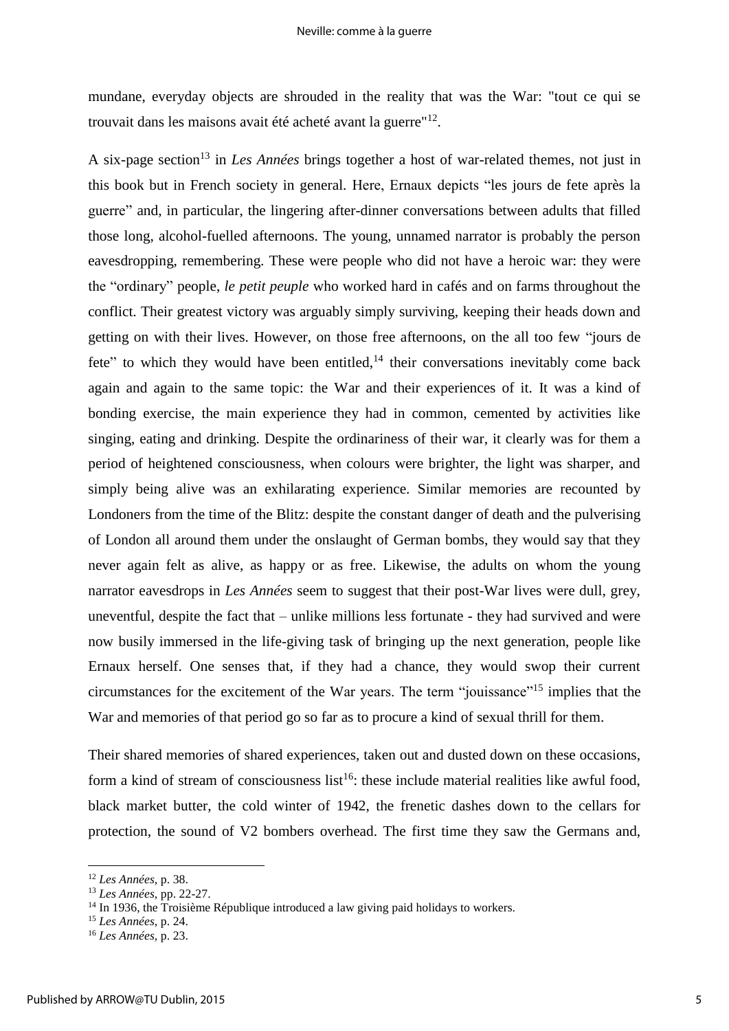mundane, everyday objects are shrouded in the reality that was the War: "tout ce qui se trouvait dans les maisons avait été acheté avant la guerre"[12].

A six-page section[13] in *Les Années* brings together a host of war-related themes, not just in this book but in French society in general. Here, Ernaux depicts "les jours de fete après la guerre" and, in particular, the lingering after-dinner conversations between adults that filled those long, alcohol-fuelled afternoons. The young, unnamed narrator is probably the person eavesdropping, remembering. These were people who did not have a heroic war: they were the "ordinary" people, *le petit peuple* who worked hard in cafés and on farms throughout the conflict. Their greatest victory was arguably simply surviving, keeping their heads down and getting on with their lives. However, on those free afternoons, on the all too few "jours de fete" to which they would have been entitled,[14] their conversations inevitably come back again and again to the same topic: the War and their experiences of it. It was a kind of bonding exercise, the main experience they had in common, cemented by activities like singing, eating and drinking. Despite the ordinariness of their war, it clearly was for them a period of heightened consciousness, when colours were brighter, the light was sharper, and simply being alive was an exhilarating experience. Similar memories are recounted by Londoners from the time of the Blitz: despite the constant danger of death and the pulverising of London all around them under the onslaught of German bombs, they would say that they never again felt as alive, as happy or as free. Likewise, the adults on whom the young narrator eavesdrops in *Les Années* seem to suggest that their post-War lives were dull, grey, uneventful, despite the fact that – unlike millions less fortunate - they had survived and were now busily immersed in the life-giving task of bringing up the next generation, people like Ernaux herself. One senses that, if they had a chance, they would swop their current circumstances for the excitement of the War years. The term "jouissance"[15] implies that the War and memories of that period go so far as to procure a kind of sexual thrill for them.

Their shared memories of shared experiences, taken out and dusted down on these occasions, form a kind of stream of consciousness list[16]: these include material realities like awful food, black market butter, the cold winter of 1942, the frenetic dashes down to the cellars for protection, the sound of V2 bombers overhead. The first time they saw the Germans and,

---

[12] *Les Années*, p. 38.

[13] *Les Années*, pp. 22-27.

[14] In 1936, the Troisième République introduced a law giving paid holidays to workers.

[15] *Les Années*, p. 24.

[16] *Les Années*, p. 23.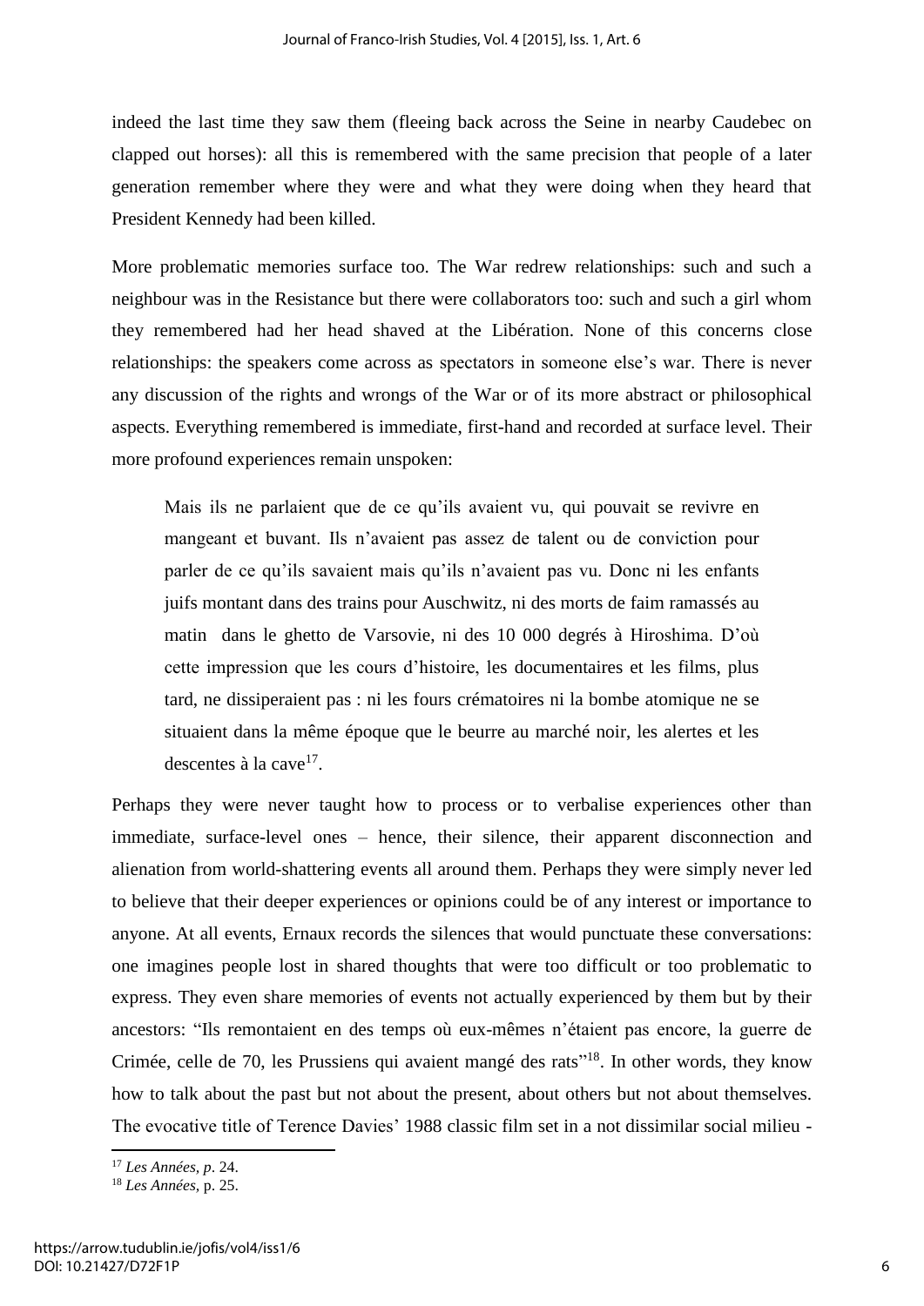indeed the last time they saw them (fleeing back across the Seine in nearby Caudebec on clapped out horses): all this is remembered with the same precision that people of a later generation remember where they were and what they were doing when they heard that President Kennedy had been killed.

More problematic memories surface too. The War redrew relationships: such and such a neighbour was in the Resistance but there were collaborators too: such and such a girl whom they remembered had her head shaved at the Libération. None of this concerns close relationships: the speakers come across as spectators in someone else's war. There is never any discussion of the rights and wrongs of the War or of its more abstract or philosophical aspects. Everything remembered is immediate, first-hand and recorded at surface level. Their more profound experiences remain unspoken:

> Mais ils ne parlaient que de ce qu'ils avaient vu, qui pouvait se revivre en mangeant et buvant. Ils n'avaient pas assez de talent ou de conviction pour parler de ce qu'ils savaient mais qu'ils n'avaient pas vu. Donc ni les enfants juifs montant dans des trains pour Auschwitz, ni des morts de faim ramassés au matin dans le ghetto de Varsovie, ni des 10 000 degrés à Hiroshima. D'où cette impression que les cours d'histoire, les documentaires et les films, plus tard, ne dissiperaient pas : ni les fours crématoires ni la bombe atomique ne se situaient dans la même époque que le beurre au marché noir, les alertes et les descentes à la cave[17].

Perhaps they were never taught how to process or to verbalise experiences other than immediate, surface-level ones – hence, their silence, their apparent disconnection and alienation from world-shattering events all around them. Perhaps they were simply never led to believe that their deeper experiences or opinions could be of any interest or importance to anyone. At all events, Ernaux records the silences that would punctuate these conversations: one imagines people lost in shared thoughts that were too difficult or too problematic to express. They even share memories of events not actually experienced by them but by their ancestors: "Ils remontaient en des temps où eux-mêmes n'étaient pas encore, la guerre de Crimée, celle de 70, les Prussiens qui avaient mangé des rats"[18]. In other words, they know how to talk about the past but not about the present, about others but not about themselves. The evocative title of Terence Davies' 1988 classic film set in a not dissimilar social milieu -

[17] *Les Années, p*. 24.

[18] *Les Années*, p. 25.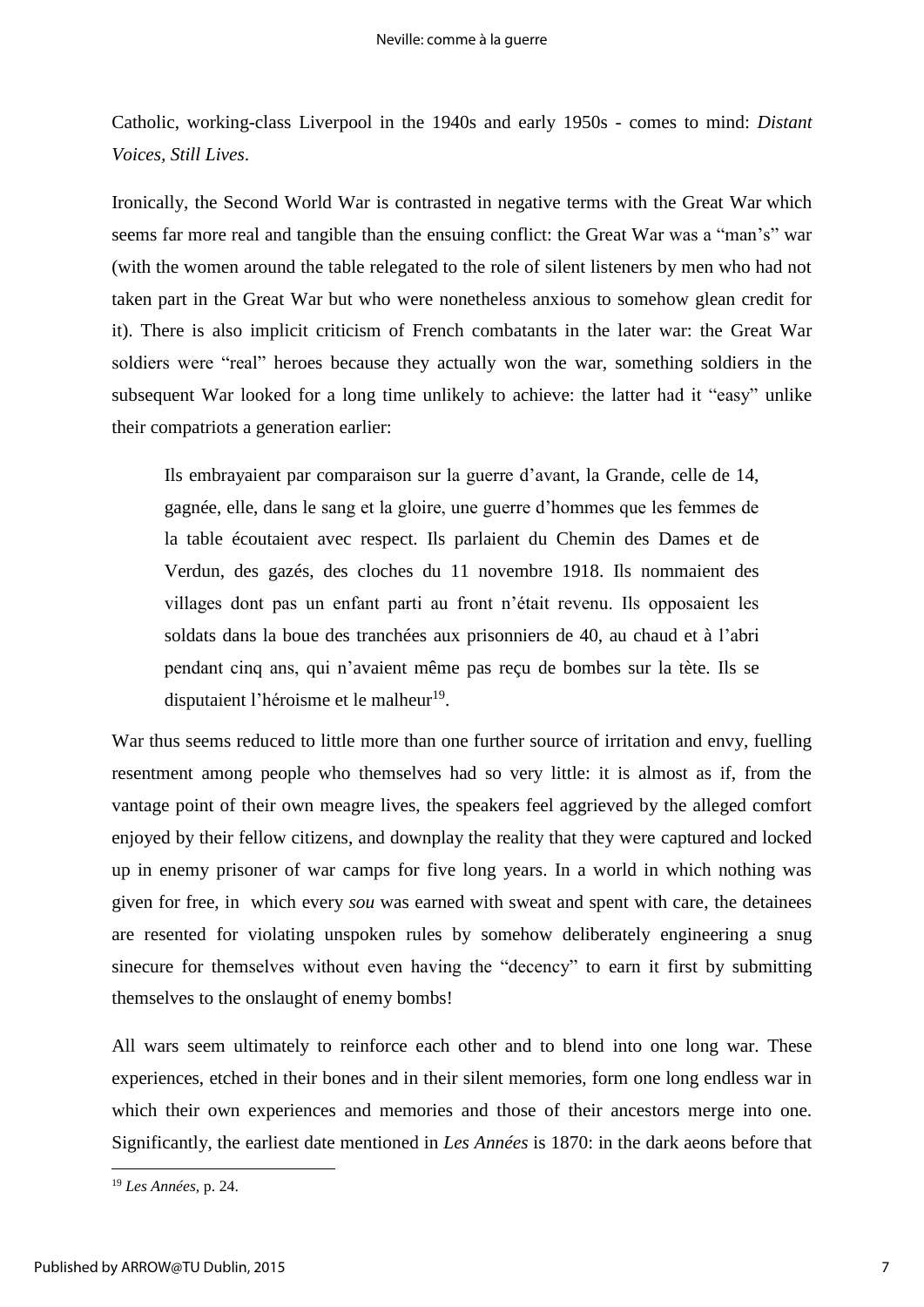Catholic, working-class Liverpool in the 1940s and early 1950s - comes to mind: *Distant Voices, Still Lives*.

Ironically, the Second World War is contrasted in negative terms with the Great War which seems far more real and tangible than the ensuing conflict: the Great War was a "man's" war (with the women around the table relegated to the role of silent listeners by men who had not taken part in the Great War but who were nonetheless anxious to somehow glean credit for it). There is also implicit criticism of French combatants in the later war: the Great War soldiers were "real" heroes because they actually won the war, something soldiers in the subsequent War looked for a long time unlikely to achieve: the latter had it "easy" unlike their compatriots a generation earlier:

> Ils embrayaient par comparaison sur la guerre d'avant, la Grande, celle de 14, gagnée, elle, dans le sang et la gloire, une guerre d'hommes que les femmes de la table écoutaient avec respect. Ils parlaient du Chemin des Dames et de Verdun, des gazés, des cloches du 11 novembre 1918. Ils nommaient des villages dont pas un enfant parti au front n'était revenu. Ils opposaient les soldats dans la boue des tranchées aux prisonniers de 40, au chaud et à l'abri pendant cinq ans, qui n'avaient même pas reçu de bombes sur la tète. Ils se disputaient l'héroïsme et le malheur[19].

War thus seems reduced to little more than one further source of irritation and envy, fuelling resentment among people who themselves had so very little: it is almost as if, from the vantage point of their own meagre lives, the speakers feel aggrieved by the alleged comfort enjoyed by their fellow citizens, and downplay the reality that they were captured and locked up in enemy prisoner of war camps for five long years. In a world in which nothing was given for free, in which every *sou* was earned with sweat and spent with care, the detainees are resented for violating unspoken rules by somehow deliberately engineering a snug sinecure for themselves without even having the "decency" to earn it first by submitting themselves to the onslaught of enemy bombs!

All wars seem ultimately to reinforce each other and to blend into one long war. These experiences, etched in their bones and in their silent memories, form one long endless war in which their own experiences and memories and those of their ancestors merge into one. Significantly, the earliest date mentioned in *Les Années* is 1870: in the dark aeons before that

---

[19] *Les Années*, p. 24.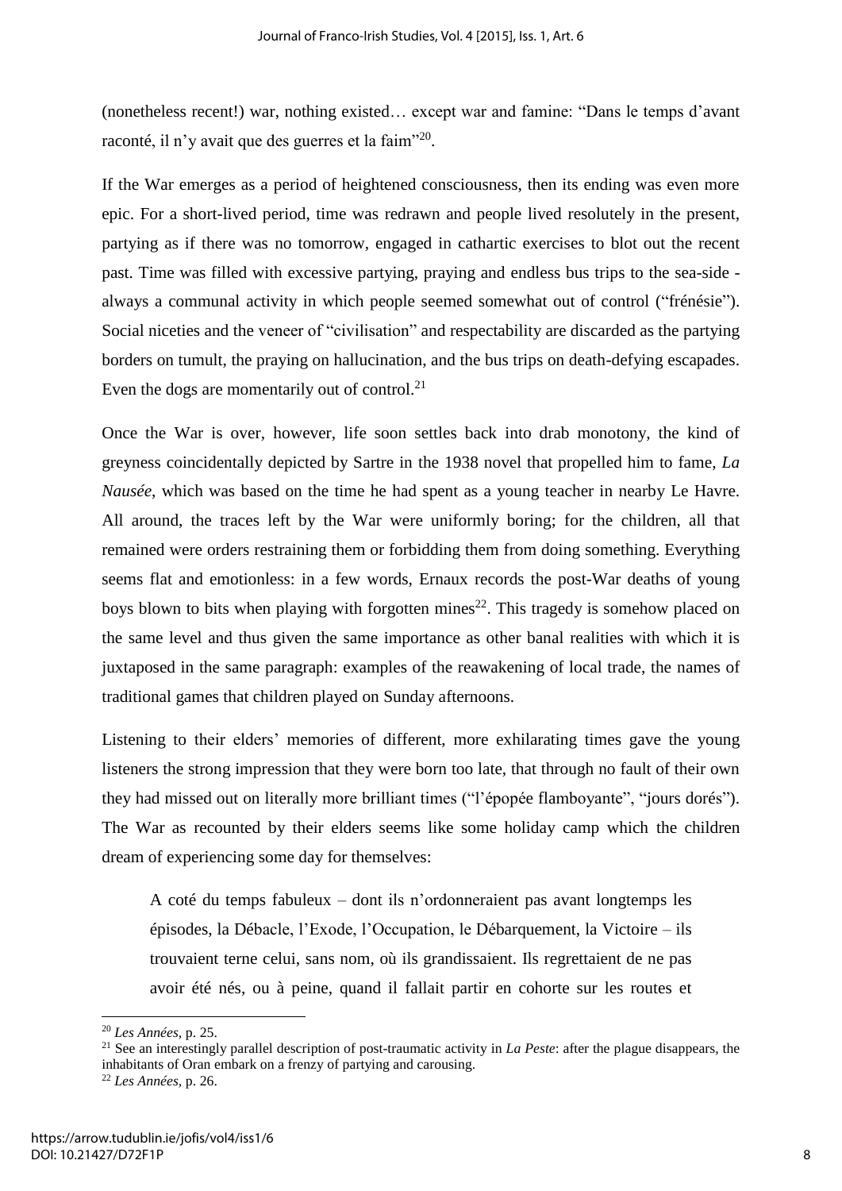(nonetheless recent!) war, nothing existed… except war and famine: "Dans le temps d'avant raconté, il n'y avait que des guerres et la faim"[20].

If the War emerges as a period of heightened consciousness, then its ending was even more epic. For a short-lived period, time was redrawn and people lived resolutely in the present, partying as if there was no tomorrow, engaged in cathartic exercises to blot out the recent past. Time was filled with excessive partying, praying and endless bus trips to the sea-side - always a communal activity in which people seemed somewhat out of control ("frénésie"). Social niceties and the veneer of "civilisation" and respectability are discarded as the partying borders on tumult, the praying on hallucination, and the bus trips on death-defying escapades. Even the dogs are momentarily out of control.[21]

Once the War is over, however, life soon settles back into drab monotony, the kind of greyness coincidentally depicted by Sartre in the 1938 novel that propelled him to fame, *La Nausée*, which was based on the time he had spent as a young teacher in nearby Le Havre. All around, the traces left by the War were uniformly boring; for the children, all that remained were orders restraining them or forbidding them from doing something. Everything seems flat and emotionless: in a few words, Ernaux records the post-War deaths of young boys blown to bits when playing with forgotten mines[22]. This tragedy is somehow placed on the same level and thus given the same importance as other banal realities with which it is juxtaposed in the same paragraph: examples of the reawakening of local trade, the names of traditional games that children played on Sunday afternoons.

Listening to their elders' memories of different, more exhilarating times gave the young listeners the strong impression that they were born too late, that through no fault of their own they had missed out on literally more brilliant times ("l'épopée flamboyante", "jours dorés"). The War as recounted by their elders seems like some holiday camp which the children dream of experiencing some day for themselves:

> A coté du temps fabuleux – dont ils n'ordonneraient pas avant longtemps les épisodes, la Débacle, l'Exode, l'Occupation, le Débarquement, la Victoire – ils trouvaient terne celui, sans nom, où ils grandissaient. Ils regrettaient de ne pas avoir été nés, ou à peine, quand il fallait partir en cohorte sur les routes et

---

[20] *Les Années*, p. 25.

[21] See an interestingly parallel description of post-traumatic activity in *La Peste*: after the plague disappears, the inhabitants of Oran embark on a frenzy of partying and carousing.

[22] *Les Années*, p. 26.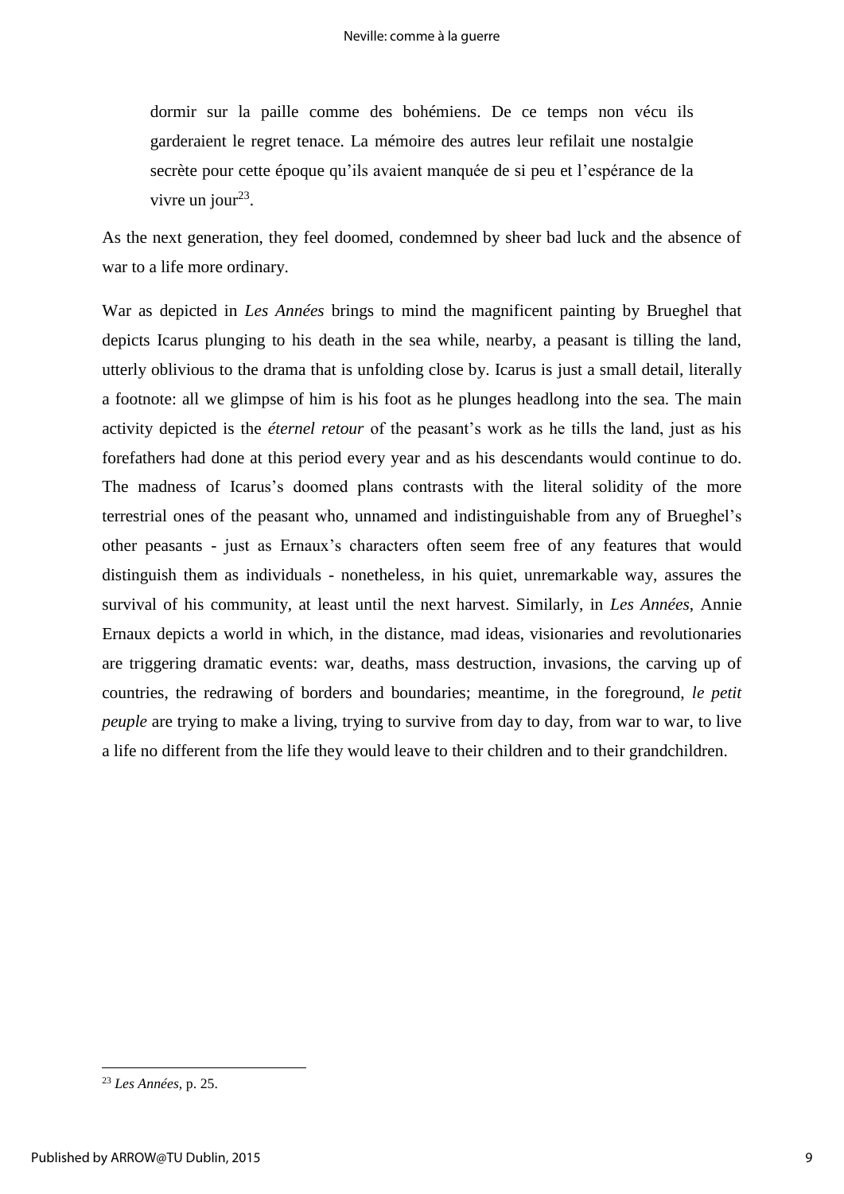> dormir sur la paille comme des bohémiens. De ce temps non vécu ils garderaient le regret tenace. La mémoire des autres leur refilait une nostalgie secrète pour cette époque qu'ils avaient manquée de si peu et l'espérance de la vivre un jour[23].

As the next generation, they feel doomed, condemned by sheer bad luck and the absence of war to a life more ordinary.

War as depicted in *Les Années* brings to mind the magnificent painting by Brueghel that depicts Icarus plunging to his death in the sea while, nearby, a peasant is tilling the land, utterly oblivious to the drama that is unfolding close by. Icarus is just a small detail, literally a footnote: all we glimpse of him is his foot as he plunges headlong into the sea. The main activity depicted is the *éternel retour* of the peasant's work as he tills the land, just as his forefathers had done at this period every year and as his descendants would continue to do. The madness of Icarus's doomed plans contrasts with the literal solidity of the more terrestrial ones of the peasant who, unnamed and indistinguishable from any of Brueghel's other peasants - just as Ernaux's characters often seem free of any features that would distinguish them as individuals - nonetheless, in his quiet, unremarkable way, assures the survival of his community, at least until the next harvest. Similarly, in *Les Années*, Annie Ernaux depicts a world in which, in the distance, mad ideas, visionaries and revolutionaries are triggering dramatic events: war, deaths, mass destruction, invasions, the carving up of countries, the redrawing of borders and boundaries; meantime, in the foreground, *le petit peuple* are trying to make a living, trying to survive from day to day, from war to war, to live a life no different from the life they would leave to their children and to their grandchildren.

[23] *Les Années*, p. 25.